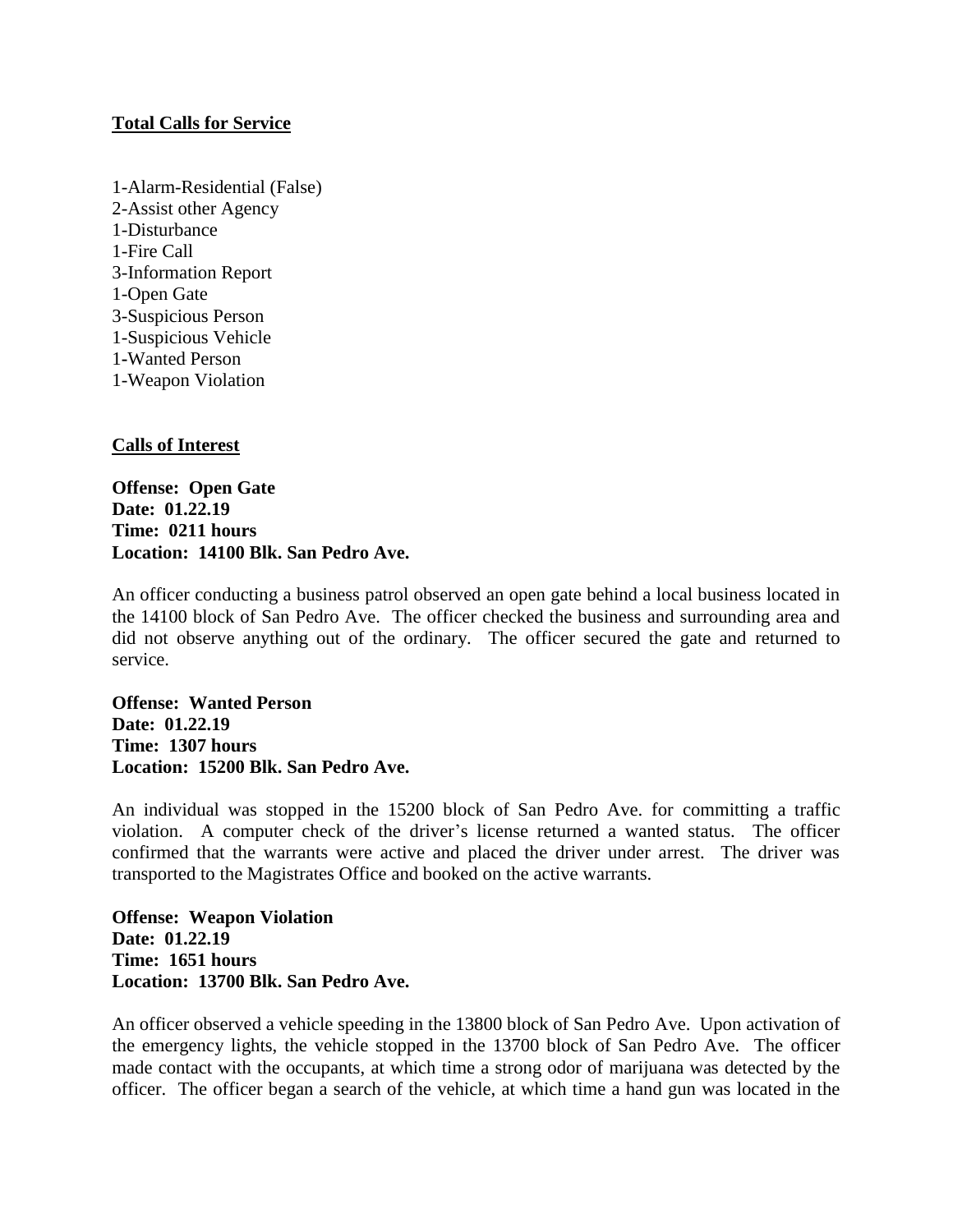## Total Calls for Service

1-Alarm-Residential (False)
2-Assist other Agency
1-Disturbance
1-Fire Call
3-Information Report
1-Open Gate
3-Suspicious Person
1-Suspicious Vehicle
1-Wanted Person
1-Weapon Violation

## Calls of Interest

**Offense: Open Gate**
**Date: 01.22.19**
**Time: 0211 hours**
**Location: 14100 Blk. San Pedro Ave.**

An officer conducting a business patrol observed an open gate behind a local business located in the 14100 block of San Pedro Ave. The officer checked the business and surrounding area and did not observe anything out of the ordinary. The officer secured the gate and returned to service.

**Offense: Wanted Person**
**Date: 01.22.19**
**Time: 1307 hours**
**Location: 15200 Blk. San Pedro Ave.**

An individual was stopped in the 15200 block of San Pedro Ave. for committing a traffic violation. A computer check of the driver's license returned a wanted status. The officer confirmed that the warrants were active and placed the driver under arrest. The driver was transported to the Magistrates Office and booked on the active warrants.

**Offense: Weapon Violation**
**Date: 01.22.19**
**Time: 1651 hours**
**Location: 13700 Blk. San Pedro Ave.**

An officer observed a vehicle speeding in the 13800 block of San Pedro Ave. Upon activation of the emergency lights, the vehicle stopped in the 13700 block of San Pedro Ave. The officer made contact with the occupants, at which time a strong odor of marijuana was detected by the officer. The officer began a search of the vehicle, at which time a hand gun was located in the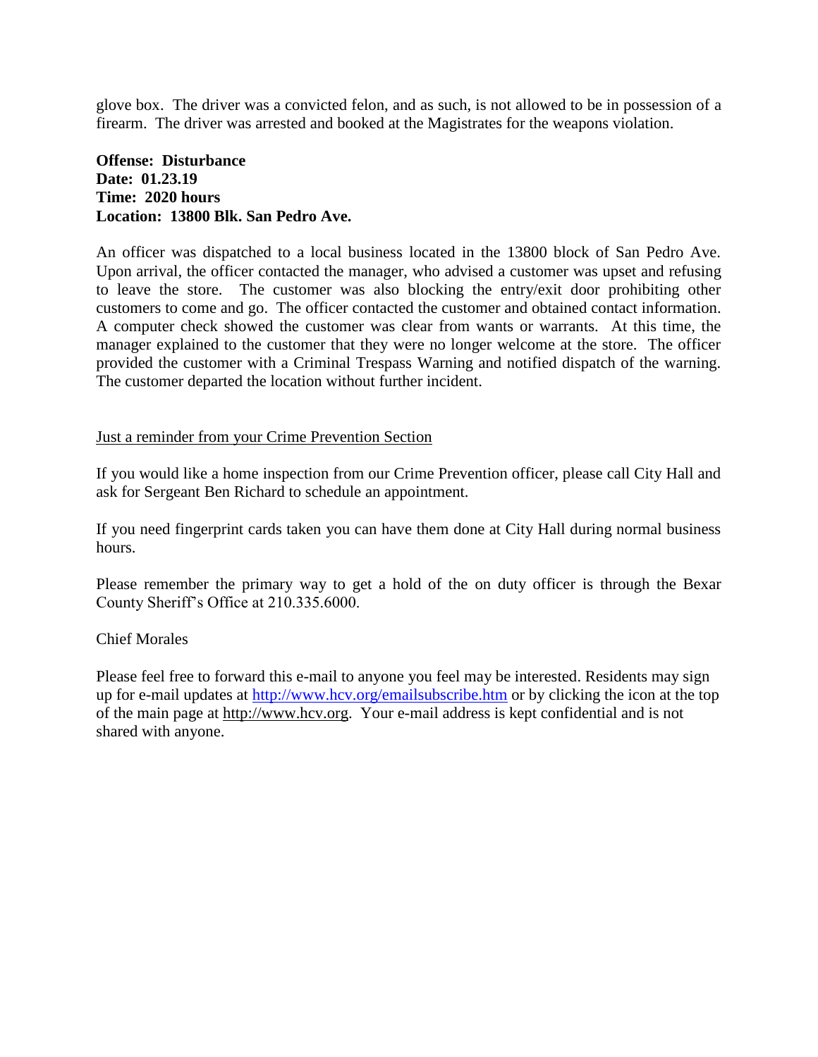glove box. The driver was a convicted felon, and as such, is not allowed to be in possession of a firearm. The driver was arrested and booked at the Magistrates for the weapons violation.

**Offense: Disturbance**
**Date: 01.23.19**
**Time: 2020 hours**
**Location: 13800 Blk. San Pedro Ave.**

An officer was dispatched to a local business located in the 13800 block of San Pedro Ave. Upon arrival, the officer contacted the manager, who advised a customer was upset and refusing to leave the store. The customer was also blocking the entry/exit door prohibiting other customers to come and go. The officer contacted the customer and obtained contact information. A computer check showed the customer was clear from wants or warrants. At this time, the manager explained to the customer that they were no longer welcome at the store. The officer provided the customer with a Criminal Trespass Warning and notified dispatch of the warning. The customer departed the location without further incident.

Just a reminder from your Crime Prevention Section

If you would like a home inspection from our Crime Prevention officer, please call City Hall and ask for Sergeant Ben Richard to schedule an appointment.

If you need fingerprint cards taken you can have them done at City Hall during normal business hours.

Please remember the primary way to get a hold of the on duty officer is through the Bexar County Sheriff's Office at 210.335.6000.

Chief Morales

Please feel free to forward this e-mail to anyone you feel may be interested. Residents may sign up for e-mail updates at http://www.hcv.org/emailsubscribe.htm or by clicking the icon at the top of the main page at http://www.hcv.org. Your e-mail address is kept confidential and is not shared with anyone.